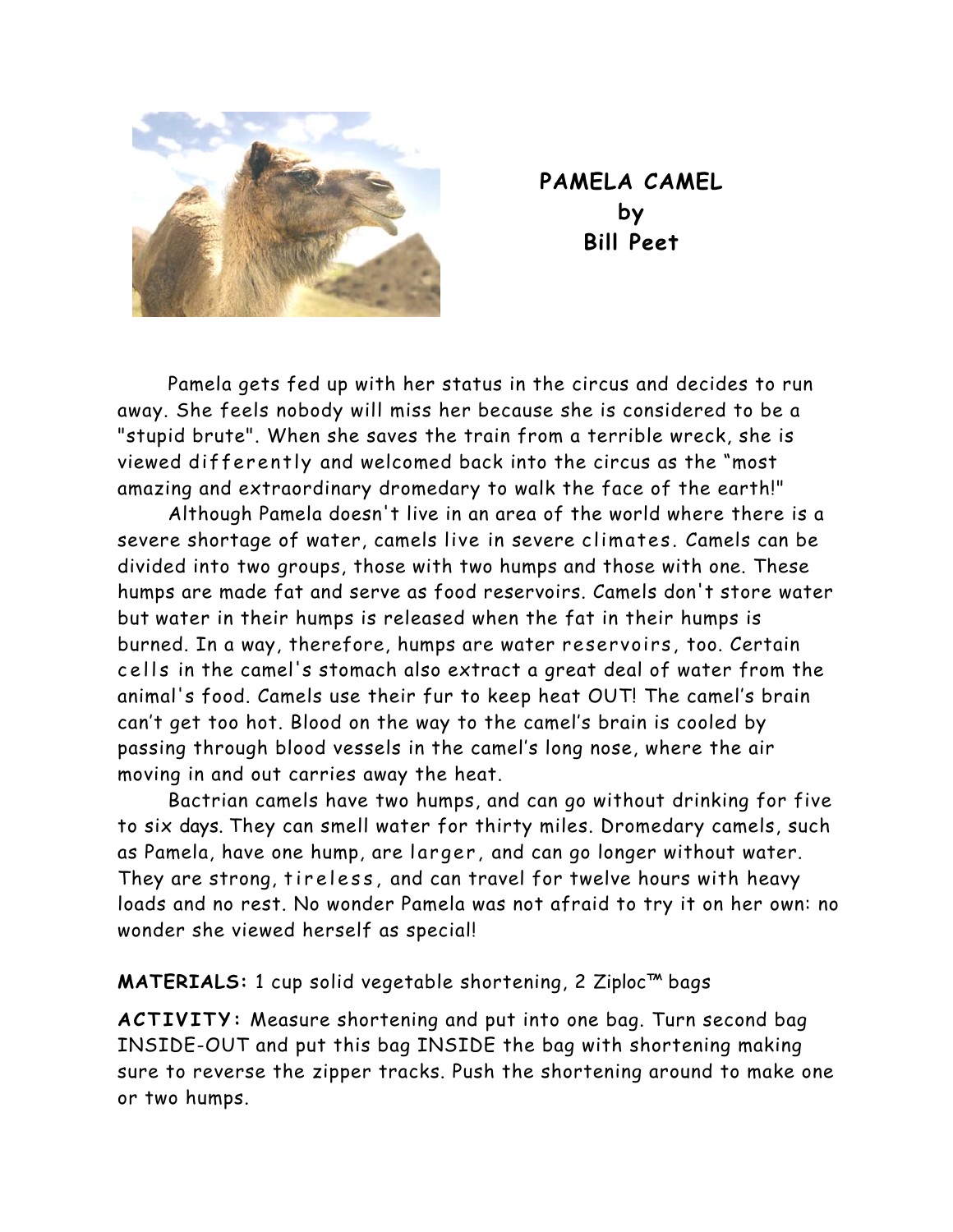# PAMELA CAMEL
by
Bill Peet

Pamela gets fed up with her status in the circus and decides to run away. She feels nobody will miss her because she is considered to be a "stupid brute". When she saves the train from a terrible wreck, she is viewed differently and welcomed back into the circus as the "most amazing and extraordinary dromedary to walk the face of the earth!"

Although Pamela doesn't live in an area of the world where there is a severe shortage of water, camels live in severe climates. Camels can be divided into two groups, those with two humps and those with one. These humps are made fat and serve as food reservoirs. Camels don't store water but water in their humps is released when the fat in their humps is burned. In a way, therefore, humps are water reservoirs, too. Certain cells in the camel's stomach also extract a great deal of water from the animal's food. Camels use their fur to keep heat OUT! The camel's brain can't get too hot. Blood on the way to the camel's brain is cooled by passing through blood vessels in the camel's long nose, where the air moving in and out carries away the heat.

Bactrian camels have two humps, and can go without drinking for five to six days. They can smell water for thirty miles. Dromedary camels, such as Pamela, have one hump, are larger, and can go longer without water. They are strong, tireless, and can travel for twelve hours with heavy loads and no rest. No wonder Pamela was not afraid to try it on her own: no wonder she viewed herself as special!

**MATERIALS:** 1 cup solid vegetable shortening, 2 Ziploc™ bags

**ACTIVITY:** Measure shortening and put into one bag. Turn second bag INSIDE-OUT and put this bag INSIDE the bag with shortening making sure to reverse the zipper tracks. Push the shortening around to make one or two humps.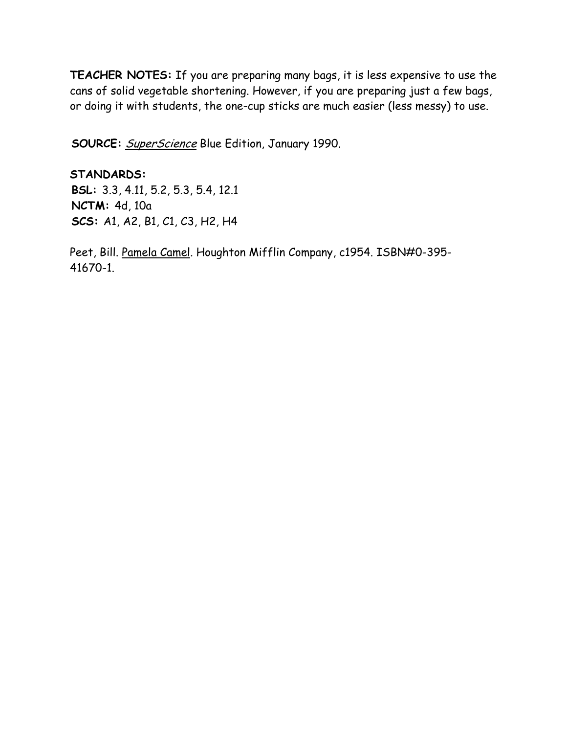**TEACHER NOTES:** If you are preparing many bags, it is less expensive to use the cans of solid vegetable shortening. However, if you are preparing just a few bags, or doing it with students, the one-cup sticks are much easier (less messy) to use.

**SOURCE:** *SuperScience* Blue Edition, January 1990.

**STANDARDS:**
**BSL:** 3.3, 4.11, 5.2, 5.3, 5.4, 12.1
**NCTM:** 4d, 10a
**SCS:** A1, A2, B1, C1, C3, H2, H4

Peet, Bill. Pamela Camel. Houghton Mifflin Company, c1954. ISBN#0-395-41670-1.